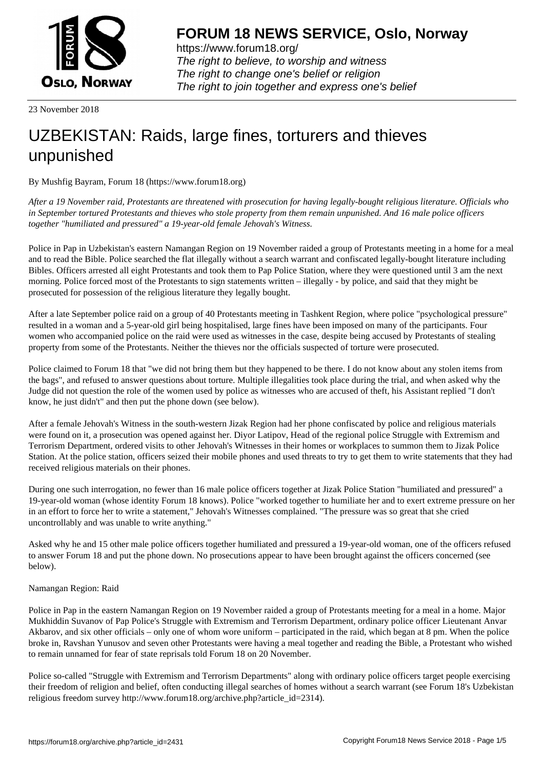# FORUM 18 NEWS SERVICE, Oslo, Norway

https://www.forum18.org/
*The right to believe, to worship and witness*
*The right to change one's belief or religion*
*The right to join together and express one's belief*

23 November 2018

# UZBEKISTAN: Raids, large fines, torturers and thieves unpunished

By Mushfig Bayram, Forum 18 (https://www.forum18.org)

*After a 19 November raid, Protestants are threatened with prosecution for having legally-bought religious literature. Officials who in September tortured Protestants and thieves who stole property from them remain unpunished. And 16 male police officers together "humiliated and pressured" a 19-year-old female Jehovah's Witness.*

Police in Pap in Uzbekistan's eastern Namangan Region on 19 November raided a group of Protestants meeting in a home for a meal and to read the Bible. Police searched the flat illegally without a search warrant and confiscated legally-bought literature including Bibles. Officers arrested all eight Protestants and took them to Pap Police Station, where they were questioned until 3 am the next morning. Police forced most of the Protestants to sign statements written – illegally - by police, and said that they might be prosecuted for possession of the religious literature they legally bought.

After a late September police raid on a group of 40 Protestants meeting in Tashkent Region, where police "psychological pressure" resulted in a woman and a 5-year-old girl being hospitalised, large fines have been imposed on many of the participants. Four women who accompanied police on the raid were used as witnesses in the case, despite being accused by Protestants of stealing property from some of the Protestants. Neither the thieves nor the officials suspected of torture were prosecuted.

Police claimed to Forum 18 that "we did not bring them but they happened to be there. I do not know about any stolen items from the bags", and refused to answer questions about torture. Multiple illegalities took place during the trial, and when asked why the Judge did not question the role of the women used by police as witnesses who are accused of theft, his Assistant replied "I don't know, he just didn't" and then put the phone down (see below).

After a female Jehovah's Witness in the south-western Jizak Region had her phone confiscated by police and religious materials were found on it, a prosecution was opened against her. Diyor Latipov, Head of the regional police Struggle with Extremism and Terrorism Department, ordered visits to other Jehovah's Witnesses in their homes or workplaces to summon them to Jizak Police Station. At the police station, officers seized their mobile phones and used threats to try to get them to write statements that they had received religious materials on their phones.

During one such interrogation, no fewer than 16 male police officers together at Jizak Police Station "humiliated and pressured" a 19-year-old woman (whose identity Forum 18 knows). Police "worked together to humiliate her and to exert extreme pressure on her in an effort to force her to write a statement," Jehovah's Witnesses complained. "The pressure was so great that she cried uncontrollably and was unable to write anything."

Asked why he and 15 other male police officers together humiliated and pressured a 19-year-old woman, one of the officers refused to answer Forum 18 and put the phone down. No prosecutions appear to have been brought against the officers concerned (see below).

Namangan Region: Raid

Police in Pap in the eastern Namangan Region on 19 November raided a group of Protestants meeting for a meal in a home. Major Mukhiddin Suvanov of Pap Police's Struggle with Extremism and Terrorism Department, ordinary police officer Lieutenant Anvar Akbarov, and six other officials – only one of whom wore uniform – participated in the raid, which began at 8 pm. When the police broke in, Ravshan Yunusov and seven other Protestants were having a meal together and reading the Bible, a Protestant who wished to remain unnamed for fear of state reprisals told Forum 18 on 20 November.

Police so-called "Struggle with Extremism and Terrorism Departments" along with ordinary police officers target people exercising their freedom of religion and belief, often conducting illegal searches of homes without a search warrant (see Forum 18's Uzbekistan religious freedom survey http://www.forum18.org/archive.php?article_id=2314).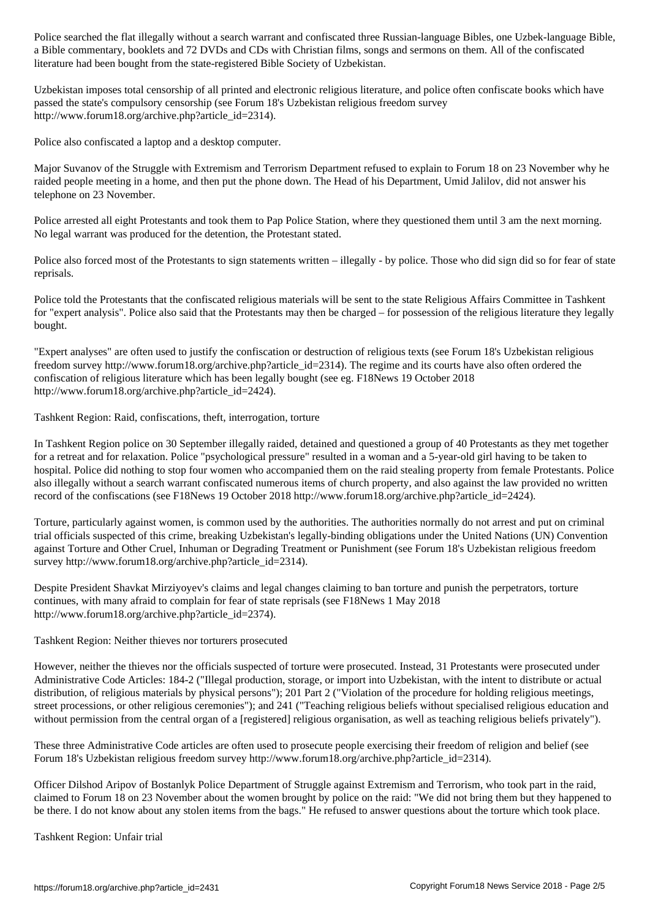Police searched the flat illegally without a search warrant and confiscated three Russian-language Bibles, one Uzbek-language Bible, a Bible commentary, booklets and 72 DVDs and CDs with Christian films, songs and sermons on them. All of the confiscated literature had been bought from the state-registered Bible Society of Uzbekistan.

Uzbekistan imposes total censorship of all printed and electronic religious literature, and police often confiscate books which have passed the state's compulsory censorship (see Forum 18's Uzbekistan religious freedom survey http://www.forum18.org/archive.php?article_id=2314).

Police also confiscated a laptop and a desktop computer.

Major Suvanov of the Struggle with Extremism and Terrorism Department refused to explain to Forum 18 on 23 November why he raided people meeting in a home, and then put the phone down. The Head of his Department, Umid Jalilov, did not answer his telephone on 23 November.

Police arrested all eight Protestants and took them to Pap Police Station, where they questioned them until 3 am the next morning. No legal warrant was produced for the detention, the Protestant stated.

Police also forced most of the Protestants to sign statements written – illegally - by police. Those who did sign did so for fear of state reprisals.

Police told the Protestants that the confiscated religious materials will be sent to the state Religious Affairs Committee in Tashkent for "expert analysis". Police also said that the Protestants may then be charged – for possession of the religious literature they legally bought.

"Expert analyses" are often used to justify the confiscation or destruction of religious texts (see Forum 18's Uzbekistan religious freedom survey http://www.forum18.org/archive.php?article_id=2314). The regime and its courts have also often ordered the confiscation of religious literature which has been legally bought (see eg. F18News 19 October 2018 http://www.forum18.org/archive.php?article_id=2424).

## Tashkent Region: Raid, confiscations, theft, interrogation, torture

In Tashkent Region police on 30 September illegally raided, detained and questioned a group of 40 Protestants as they met together for a retreat and for relaxation. Police "psychological pressure" resulted in a woman and a 5-year-old girl having to be taken to hospital. Police did nothing to stop four women who accompanied them on the raid stealing property from female Protestants. Police also illegally without a search warrant confiscated numerous items of church property, and also against the law provided no written record of the confiscations (see F18News 19 October 2018 http://www.forum18.org/archive.php?article_id=2424).

Torture, particularly against women, is common used by the authorities. The authorities normally do not arrest and put on criminal trial officials suspected of this crime, breaking Uzbekistan's legally-binding obligations under the United Nations (UN) Convention against Torture and Other Cruel, Inhuman or Degrading Treatment or Punishment (see Forum 18's Uzbekistan religious freedom survey http://www.forum18.org/archive.php?article_id=2314).

Despite President Shavkat Mirziyoyev's claims and legal changes claiming to ban torture and punish the perpetrators, torture continues, with many afraid to complain for fear of state reprisals (see F18News 1 May 2018 http://www.forum18.org/archive.php?article_id=2374).

## Tashkent Region: Neither thieves nor torturers prosecuted

However, neither the thieves nor the officials suspected of torture were prosecuted. Instead, 31 Protestants were prosecuted under Administrative Code Articles: 184-2 ("Illegal production, storage, or import into Uzbekistan, with the intent to distribute or actual distribution, of religious materials by physical persons"); 201 Part 2 ("Violation of the procedure for holding religious meetings, street processions, or other religious ceremonies"); and 241 ("Teaching religious beliefs without specialised religious education and without permission from the central organ of a [registered] religious organisation, as well as teaching religious beliefs privately").

These three Administrative Code articles are often used to prosecute people exercising their freedom of religion and belief (see Forum 18's Uzbekistan religious freedom survey http://www.forum18.org/archive.php?article_id=2314).

Officer Dilshod Aripov of Bostanlyk Police Department of Struggle against Extremism and Terrorism, who took part in the raid, claimed to Forum 18 on 23 November about the women brought by police on the raid: "We did not bring them but they happened to be there. I do not know about any stolen items from the bags." He refused to answer questions about the torture which took place.

## Tashkent Region: Unfair trial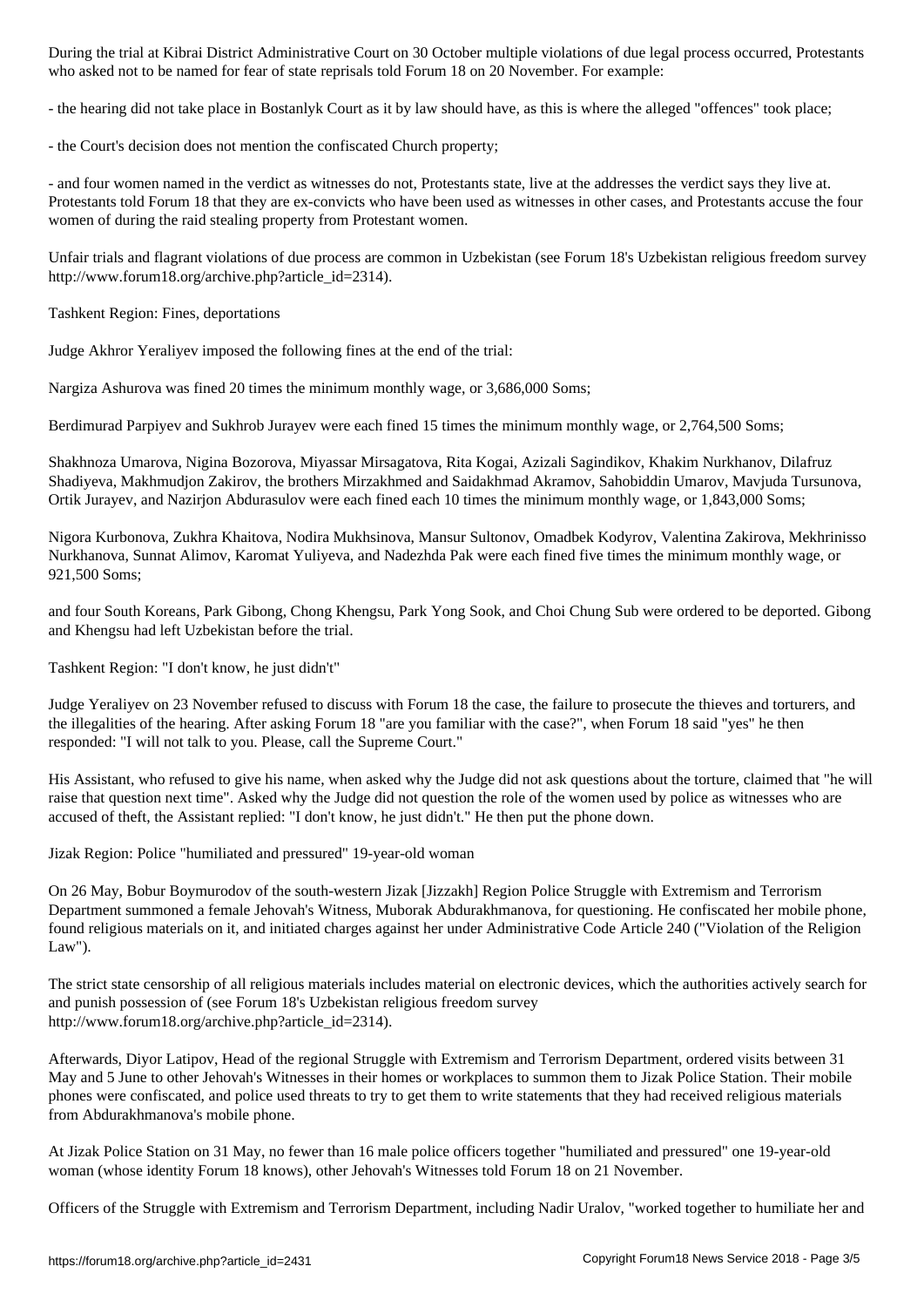During the trial at Kibrai District Administrative Court on 30 October multiple violations of due legal process occurred, Protestants who asked not to be named for fear of state reprisals told Forum 18 on 20 November. For example:

- the hearing did not take place in Bostanlyk Court as it by law should have, as this is where the alleged "offences" took place;

- the Court's decision does not mention the confiscated Church property;

- and four women named in the verdict as witnesses do not, Protestants state, live at the addresses the verdict says they live at. Protestants told Forum 18 that they are ex-convicts who have been used as witnesses in other cases, and Protestants accuse the four women of during the raid stealing property from Protestant women.

Unfair trials and flagrant violations of due process are common in Uzbekistan (see Forum 18's Uzbekistan religious freedom survey http://www.forum18.org/archive.php?article_id=2314).

## Tashkent Region: Fines, deportations

Judge Akhror Yeraliyev imposed the following fines at the end of the trial:

Nargiza Ashurova was fined 20 times the minimum monthly wage, or 3,686,000 Soms;

Berdimurad Parpiyev and Sukhrob Jurayev were each fined 15 times the minimum monthly wage, or 2,764,500 Soms;

Shakhnoza Umarova, Nigina Bozorova, Miyassar Mirsagatova, Rita Kogai, Azizali Sagindikov, Khakim Nurkhanov, Dilafruz Shadiyeva, Makhmudjon Zakirov, the brothers Mirzakhmed and Saidakhmad Akramov, Sahobiddin Umarov, Mavjuda Tursunova, Ortik Jurayev, and Nazirjon Abdurasulov were each fined each 10 times the minimum monthly wage, or 1,843,000 Soms;

Nigora Kurbonova, Zukhra Khaitova, Nodira Mukhsinova, Mansur Sultonov, Omadbek Kodyrov, Valentina Zakirova, Mekhrinisso Nurkhanova, Sunnat Alimov, Karomat Yuliyeva, and Nadezhda Pak were each fined five times the minimum monthly wage, or 921,500 Soms;

and four South Koreans, Park Gibong, Chong Khengsu, Park Yong Sook, and Choi Chung Sub were ordered to be deported. Gibong and Khengsu had left Uzbekistan before the trial.

## Tashkent Region: "I don't know, he just didn't"

Judge Yeraliyev on 23 November refused to discuss with Forum 18 the case, the failure to prosecute the thieves and torturers, and the illegalities of the hearing. After asking Forum 18 "are you familiar with the case?", when Forum 18 said "yes" he then responded: "I will not talk to you. Please, call the Supreme Court."

His Assistant, who refused to give his name, when asked why the Judge did not ask questions about the torture, claimed that "he will raise that question next time". Asked why the Judge did not question the role of the women used by police as witnesses who are accused of theft, the Assistant replied: "I don't know, he just didn't." He then put the phone down.

## Jizak Region: Police "humiliated and pressured" 19-year-old woman

On 26 May, Bobur Boymurodov of the south-western Jizak [Jizzakh] Region Police Struggle with Extremism and Terrorism Department summoned a female Jehovah's Witness, Muborak Abdurakhmanova, for questioning. He confiscated her mobile phone, found religious materials on it, and initiated charges against her under Administrative Code Article 240 ("Violation of the Religion Law").

The strict state censorship of all religious materials includes material on electronic devices, which the authorities actively search for and punish possession of (see Forum 18's Uzbekistan religious freedom survey http://www.forum18.org/archive.php?article_id=2314).

Afterwards, Diyor Latipov, Head of the regional Struggle with Extremism and Terrorism Department, ordered visits between 31 May and 5 June to other Jehovah's Witnesses in their homes or workplaces to summon them to Jizak Police Station. Their mobile phones were confiscated, and police used threats to try to get them to write statements that they had received religious materials from Abdurakhmanova's mobile phone.

At Jizak Police Station on 31 May, no fewer than 16 male police officers together "humiliated and pressured" one 19-year-old woman (whose identity Forum 18 knows), other Jehovah's Witnesses told Forum 18 on 21 November.

Officers of the Struggle with Extremism and Terrorism Department, including Nadir Uralov, "worked together to humiliate her and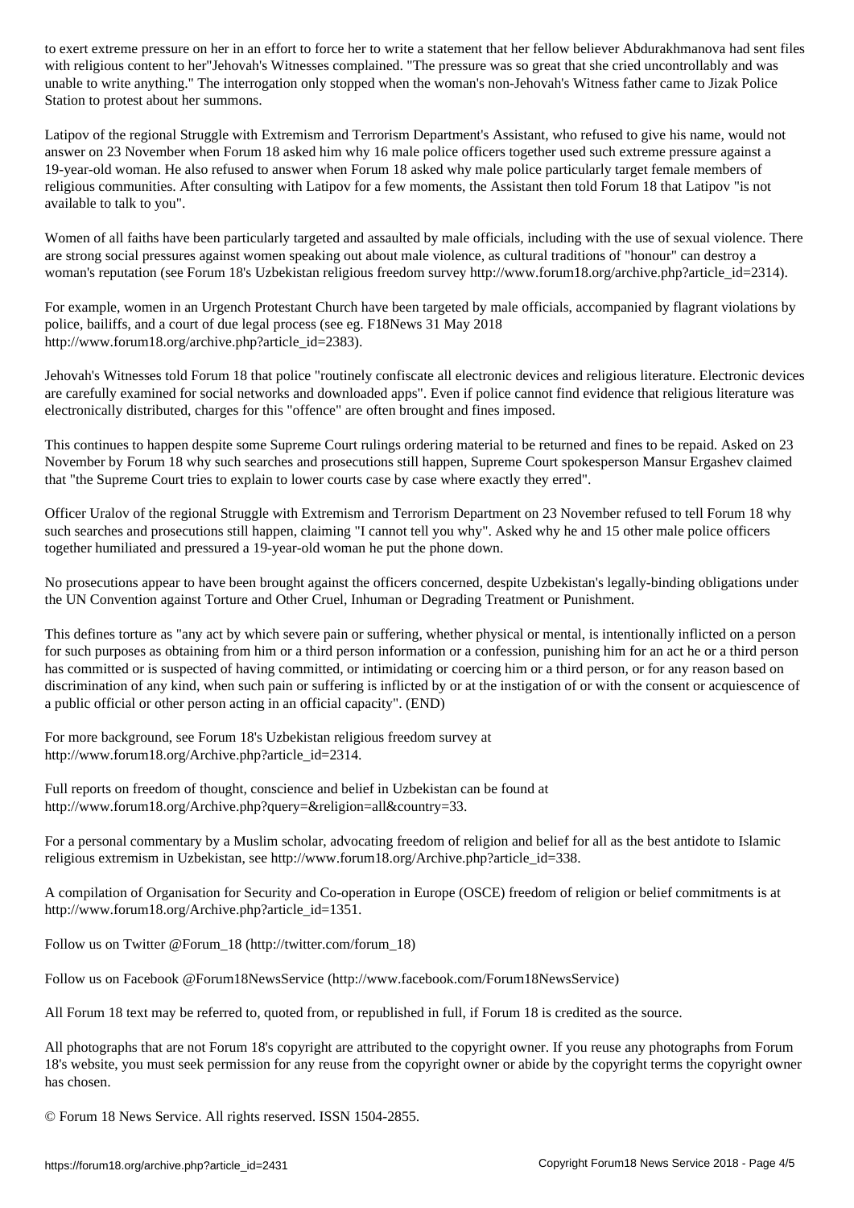to exert extreme pressure on her in an effort to force her to write a statement that her fellow believer Abdurakhmanova had sent files with religious content to her"Jehovah's Witnesses complained. "The pressure was so great that she cried uncontrollably and was unable to write anything." The interrogation only stopped when the woman's non-Jehovah's Witness father came to Jizak Police Station to protest about her summons.

Latipov of the regional Struggle with Extremism and Terrorism Department's Assistant, who refused to give his name, would not answer on 23 November when Forum 18 asked him why 16 male police officers together used such extreme pressure against a 19-year-old woman. He also refused to answer when Forum 18 asked why male police particularly target female members of religious communities. After consulting with Latipov for a few moments, the Assistant then told Forum 18 that Latipov "is not available to talk to you".

Women of all faiths have been particularly targeted and assaulted by male officials, including with the use of sexual violence. There are strong social pressures against women speaking out about male violence, as cultural traditions of "honour" can destroy a woman's reputation (see Forum 18's Uzbekistan religious freedom survey http://www.forum18.org/archive.php?article_id=2314).

For example, women in an Urgench Protestant Church have been targeted by male officials, accompanied by flagrant violations by police, bailiffs, and a court of due legal process (see eg. F18News 31 May 2018 http://www.forum18.org/archive.php?article_id=2383).

Jehovah's Witnesses told Forum 18 that police "routinely confiscate all electronic devices and religious literature. Electronic devices are carefully examined for social networks and downloaded apps". Even if police cannot find evidence that religious literature was electronically distributed, charges for this "offence" are often brought and fines imposed.

This continues to happen despite some Supreme Court rulings ordering material to be returned and fines to be repaid. Asked on 23 November by Forum 18 why such searches and prosecutions still happen, Supreme Court spokesperson Mansur Ergashev claimed that "the Supreme Court tries to explain to lower courts case by case where exactly they erred".

Officer Uralov of the regional Struggle with Extremism and Terrorism Department on 23 November refused to tell Forum 18 why such searches and prosecutions still happen, claiming "I cannot tell you why". Asked why he and 15 other male police officers together humiliated and pressured a 19-year-old woman he put the phone down.

No prosecutions appear to have been brought against the officers concerned, despite Uzbekistan's legally-binding obligations under the UN Convention against Torture and Other Cruel, Inhuman or Degrading Treatment or Punishment.

This defines torture as "any act by which severe pain or suffering, whether physical or mental, is intentionally inflicted on a person for such purposes as obtaining from him or a third person information or a confession, punishing him for an act he or a third person has committed or is suspected of having committed, or intimidating or coercing him or a third person, or for any reason based on discrimination of any kind, when such pain or suffering is inflicted by or at the instigation of or with the consent or acquiescence of a public official or other person acting in an official capacity". (END)

For more background, see Forum 18's Uzbekistan religious freedom survey at http://www.forum18.org/Archive.php?article_id=2314.

Full reports on freedom of thought, conscience and belief in Uzbekistan can be found at http://www.forum18.org/Archive.php?query=&religion=all&country=33.

For a personal commentary by a Muslim scholar, advocating freedom of religion and belief for all as the best antidote to Islamic religious extremism in Uzbekistan, see http://www.forum18.org/Archive.php?article_id=338.

A compilation of Organisation for Security and Co-operation in Europe (OSCE) freedom of religion or belief commitments is at http://www.forum18.org/Archive.php?article_id=1351.

Follow us on Twitter @Forum_18 (http://twitter.com/forum_18)

Follow us on Facebook @Forum18NewsService (http://www.facebook.com/Forum18NewsService)

All Forum 18 text may be referred to, quoted from, or republished in full, if Forum 18 is credited as the source.

All photographs that are not Forum 18's copyright are attributed to the copyright owner. If you reuse any photographs from Forum 18's website, you must seek permission for any reuse from the copyright owner or abide by the copyright terms the copyright owner has chosen.

© Forum 18 News Service. All rights reserved. ISSN 1504-2855.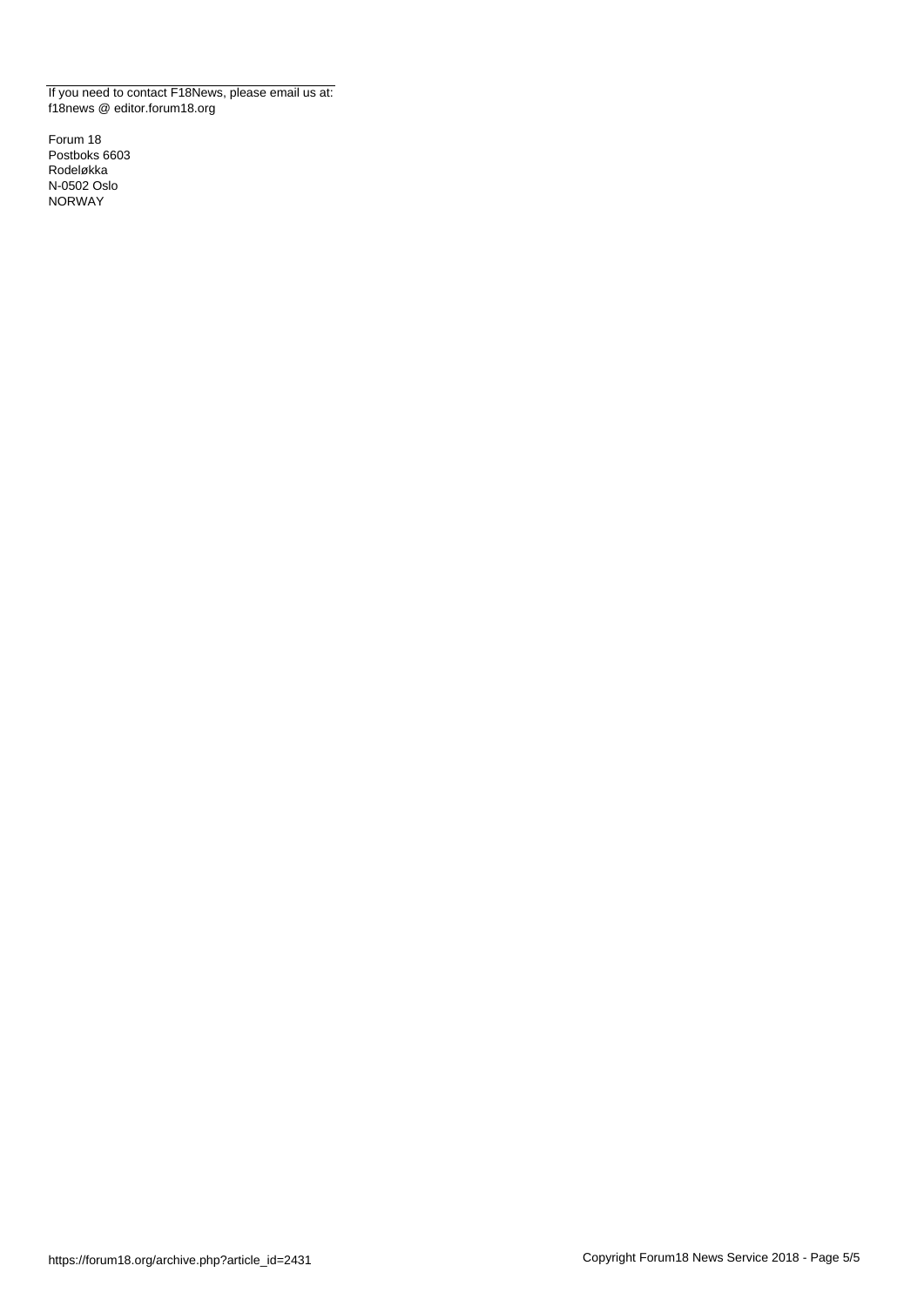If you need to contact F18News, please email us at:
f18news @ editor.forum18.org

Forum 18
Postboks 6603
Rodeløkka
N-0502 Oslo
NORWAY